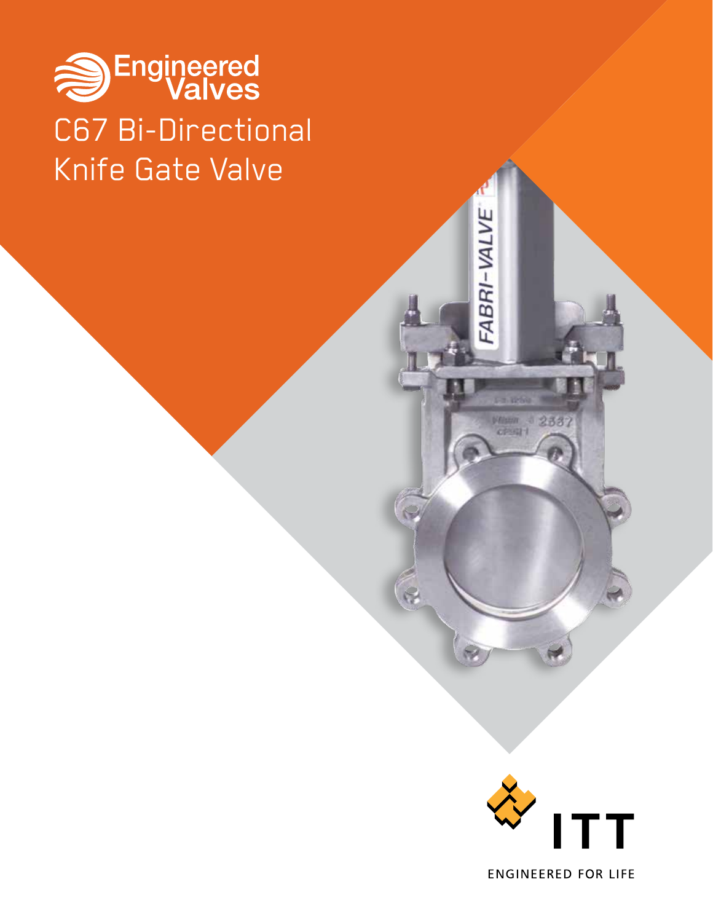Engineered Valves

# C67 Bi-Directional Knife Gate Valve

ITT

ENGINEERED FOR LIFE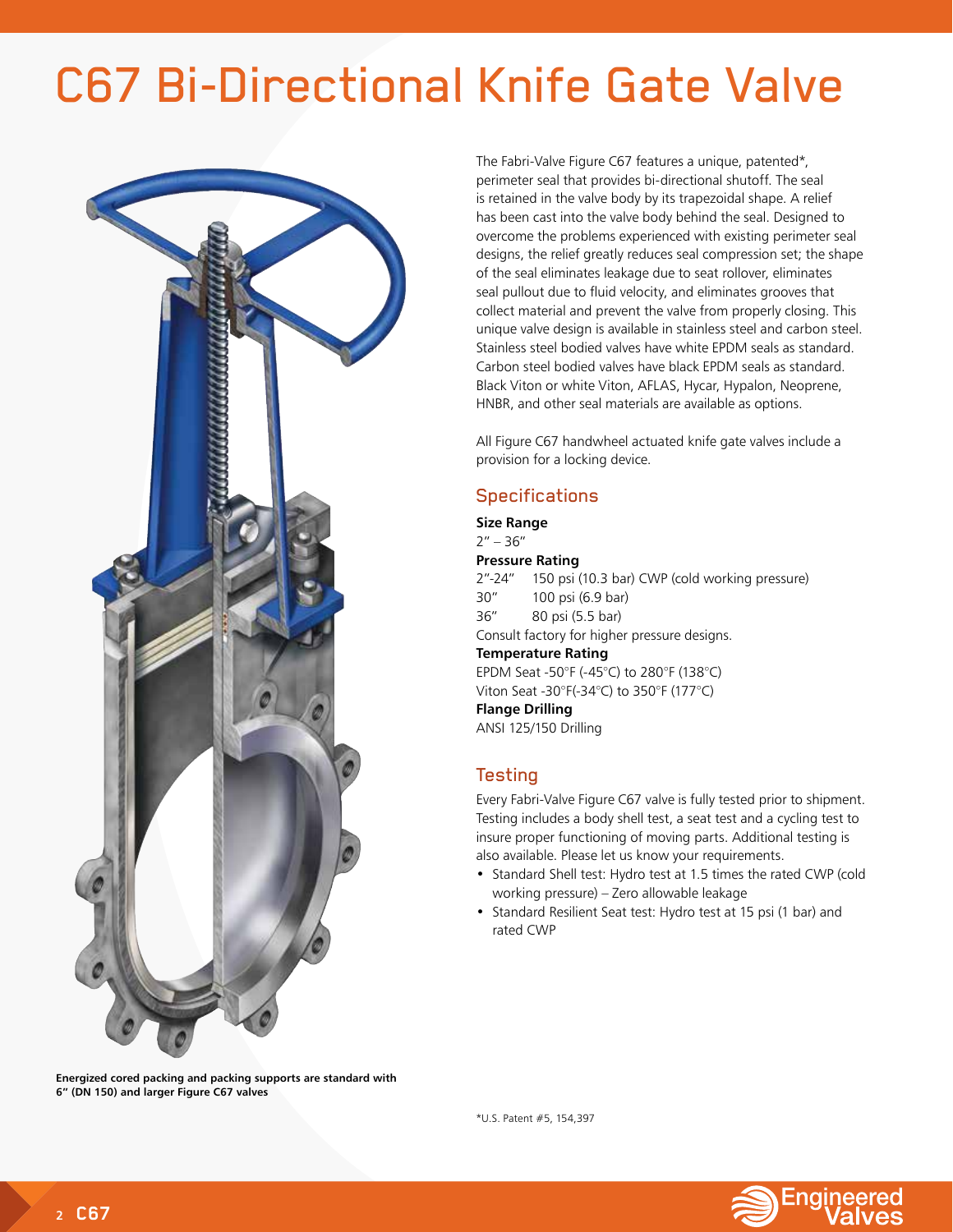# C67 Bi-Directional Knife Gate Valve

The Fabri-Valve Figure C67 features a unique, patented*, perimeter seal that provides bi-directional shutoff. The seal is retained in the valve body by its trapezoidal shape. A relief has been cast into the valve body behind the seal. Designed to overcome the problems experienced with existing perimeter seal designs, the relief greatly reduces seal compression set; the shape of the seal eliminates leakage due to seat rollover, eliminates seal pullout due to fluid velocity, and eliminates grooves that collect material and prevent the valve from properly closing. This unique valve design is available in stainless steel and carbon steel. Stainless steel bodied valves have white EPDM seals as standard. Carbon steel bodied valves have black EPDM seals as standard. Black Viton or white Viton, AFLAS, Hycar, Hypalon, Neoprene, HNBR, and other seal materials are available as options.

All Figure C67 handwheel actuated knife gate valves include a provision for a locking device.

## Specifications

**Size Range**

2" – 36"

**Pressure Rating**

2"-24" 150 psi (10.3 bar) CWP (cold working pressure)

30" 100 psi (6.9 bar)

36" 80 psi (5.5 bar)

Consult factory for higher pressure designs.

**Temperature Rating**

EPDM Seat -50°F (-45°C) to 280°F (138°C)

Viton Seat -30°F(-34°C) to 350°F (177°C)

**Flange Drilling**

ANSI 125/150 Drilling

## Testing

Every Fabri-Valve Figure C67 valve is fully tested prior to shipment. Testing includes a body shell test, a seat test and a cycling test to insure proper functioning of moving parts. Additional testing is also available. Please let us know your requirements.

- Standard Shell test: Hydro test at 1.5 times the rated CWP (cold working pressure) – Zero allowable leakage
- Standard Resilient Seat test: Hydro test at 15 psi (1 bar) and rated CWP

**Energized cored packing and packing supports are standard with 6" (DN 150) and larger Figure C67 valves**

*U.S. Patent #5, 154,397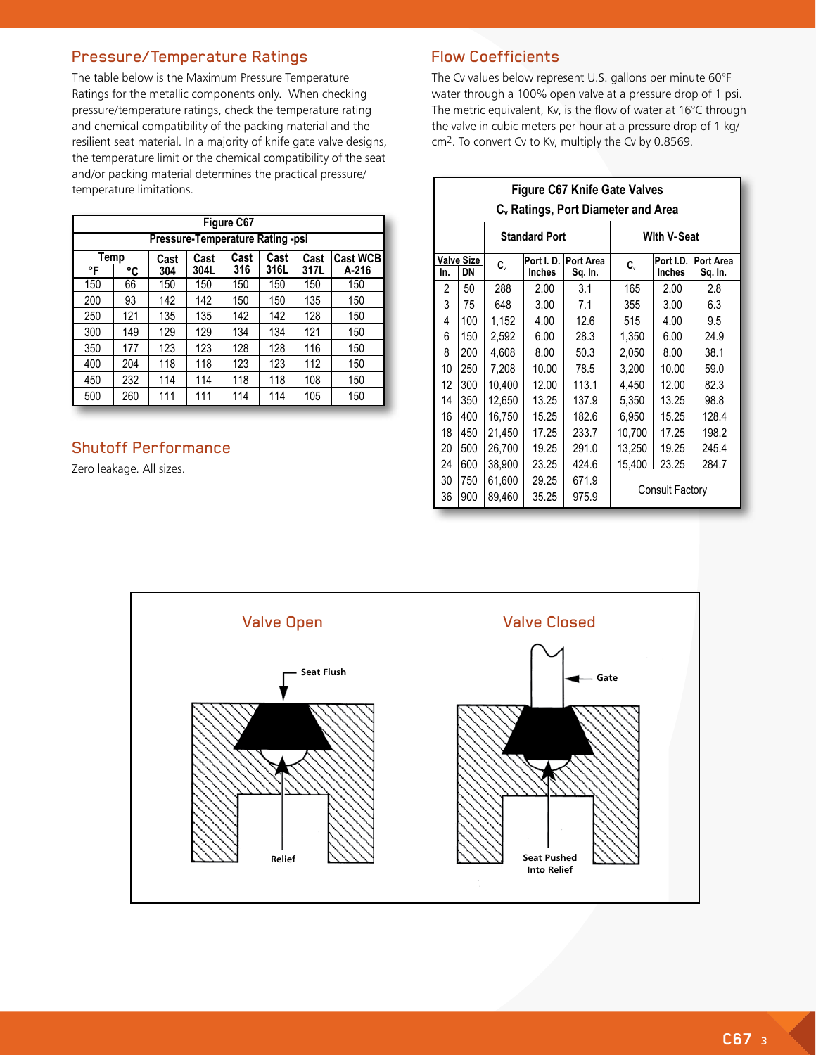## Pressure/Temperature Ratings

The table below is the Maximum Pressure Temperature Ratings for the metallic components only. When checking pressure/temperature ratings, check the temperature rating and chemical compatibility of the packing material and the resilient seat material. In a majority of knife gate valve designs, the temperature limit or the chemical compatibility of the seat and/or packing material determines the practical pressure/temperature limitations.

| Figure C67 | | | | | | | |
|---|---|---|---|---|---|---|---|
| Pressure-Temperature Rating -psi | | | | | | | |
| Temp | | Cast 304 | Cast 304L | Cast 316 | Cast 316L | Cast 317L | Cast WCB A-216 |
| °F | °C | | | | | | |
| 150 | 66 | 150 | 150 | 150 | 150 | 150 | 150 |
| 200 | 93 | 142 | 142 | 150 | 150 | 135 | 150 |
| 250 | 121 | 135 | 135 | 142 | 142 | 128 | 150 |
| 300 | 149 | 129 | 129 | 134 | 134 | 121 | 150 |
| 350 | 177 | 123 | 123 | 128 | 128 | 116 | 150 |
| 400 | 204 | 118 | 118 | 123 | 123 | 112 | 150 |
| 450 | 232 | 114 | 114 | 118 | 118 | 108 | 150 |
| 500 | 260 | 111 | 111 | 114 | 114 | 105 | 150 |

## Shutoff Performance

Zero leakage. All sizes.

## Flow Coefficients

The Cv values below represent U.S. gallons per minute 60°F water through a 100% open valve at a pressure drop of 1 psi. The metric equivalent, Kv, is the flow of water at 16°C through the valve in cubic meters per hour at a pressure drop of 1 kg/cm$^2$. To convert Cv to Kv, multiply the Cv by 0.8569.

| Figure C67 Knife Gate Valves | | | | | | | |
|---|---|---|---|---|---|---|---|
| $C_v$ Ratings, Port Diameter and Area | | | | | | | |
| | | Standard Port | | | With V-Seat | | |
| Valve Size In. | DN | $C_v$ | Port I. D. Inches | Port Area Sq. In. | $C_v$ | Port I.D. Inches | Port Area Sq. In. |
| 2 | 50 | 288 | 2.00 | 3.1 | 165 | 2.00 | 2.8 |
| 3 | 75 | 648 | 3.00 | 7.1 | 355 | 3.00 | 6.3 |
| 4 | 100 | 1,152 | 4.00 | 12.6 | 515 | 4.00 | 9.5 |
| 6 | 150 | 2,592 | 6.00 | 28.3 | 1,350 | 6.00 | 24.9 |
| 8 | 200 | 4,608 | 8.00 | 50.3 | 2,050 | 8.00 | 38.1 |
| 10 | 250 | 7,208 | 10.00 | 78.5 | 3,200 | 10.00 | 59.0 |
| 12 | 300 | 10,400 | 12.00 | 113.1 | 4,450 | 12.00 | 82.3 |
| 14 | 350 | 12,650 | 13.25 | 137.9 | 5,350 | 13.25 | 98.8 |
| 16 | 400 | 16,750 | 15.25 | 182.6 | 6,950 | 15.25 | 128.4 |
| 18 | 450 | 21,450 | 17.25 | 233.7 | 10,700 | 17.25 | 198.2 |
| 20 | 500 | 26,700 | 19.25 | 291.0 | 13,250 | 19.25 | 245.4 |
| 24 | 600 | 38,900 | 23.25 | 424.6 | 15,400 | 23.25 | 284.7 |
| 30 | 750 | 61,600 | 29.25 | 671.9 | Consult Factory | | |
| 36 | 900 | 89,460 | 35.25 | 975.9 | | | |

**Valve Open**

Seat Flush

Relief

**Valve Closed**

Gate

Seat Pushed Into Relief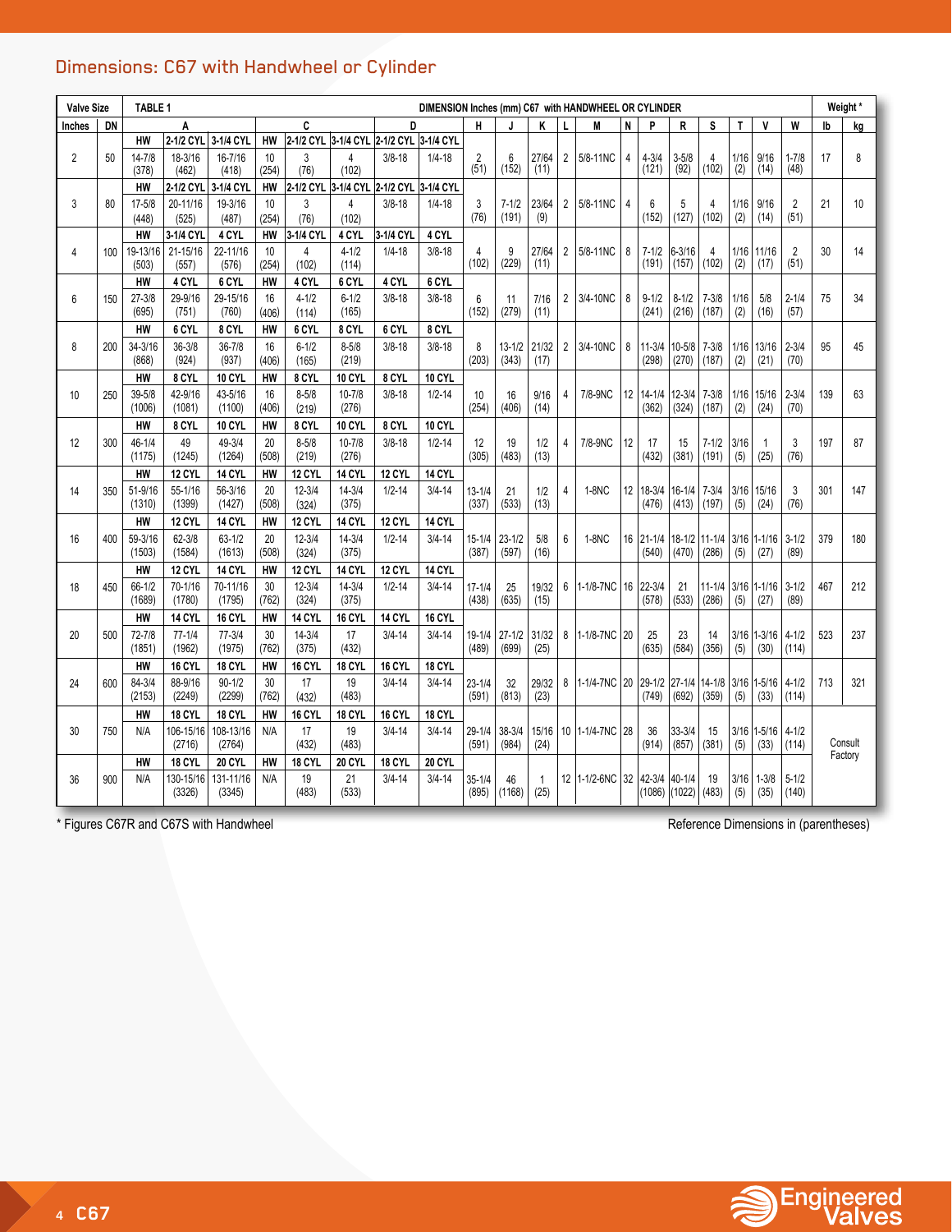## Dimensions: C67 with Handwheel or Cylinder

**TABLE 1 — DIMENSION Inches (mm) C67 with HANDWHEEL OR CYLINDER**

| Valve Size | | A | | | C | | | D | | H | J | K | L | M | N | P | R | S | T | V | W | Weight * | |
|---|---|---|---|---|---|---|---|---|---|---|---|---|---|---|---|---|---|---|---|---|---|---|---|
| Inches | DN | | | | | | | | | | | | | | | | | | | | | lb | kg |
| | | HW | 2-1/2 CYL | 3-1/4 CYL | HW | 2-1/2 CYL | 3-1/4 CYL | 2-1/2 CYL | 3-1/4 CYL | | | | | | | | | | | | | | |
| 2 | 50 | 14-7/8 (378) | 18-3/16 (462) | 16-7/16 (418) | 10 (254) | 3 (76) | 4 (102) | 3/8-18 | 1/4-18 | 2 (51) | 6 (152) | 27/64 (11) | 2 | 5/8-11NC | 4 | 4-3/4 (121) | 3-5/8 (92) | 4 (102) | 1/16 (2) | 9/16 (14) | 1-7/8 (48) | 17 | 8 |
| | | HW | 2-1/2 CYL | 3-1/4 CYL | HW | 2-1/2 CYL | 3-1/4 CYL | 2-1/2 CYL | 3-1/4 CYL | | | | | | | | | | | | | | |
| 3 | 80 | 17-5/8 (448) | 20-11/16 (525) | 19-3/16 (487) | 10 (254) | 3 (76) | 4 (102) | 3/8-18 | 1/4-18 | 3 (76) | 7-1/2 (191) | 23/64 (9) | 2 | 5/8-11NC | 4 | 6 (152) | 5 (127) | 4 (102) | 1/16 (2) | 9/16 (14) | 2 (51) | 21 | 10 |
| | | HW | 3-1/4 CYL | 4 CYL | HW | 3-1/4 CYL | 4 CYL | 3-1/4 CYL | 4 CYL | | | | | | | | | | | | | | |
| 4 | 100 | 19-13/16 (503) | 21-15/16 (557) | 22-11/16 (576) | 10 (254) | 4 (102) | 4-1/2 (114) | 1/4-18 | 3/8-18 | 4 (102) | 9 (229) | 27/64 (11) | 2 | 5/8-11NC | 8 | 7-1/2 (191) | 6-3/16 (157) | 4 (102) | 1/16 (2) | 11/16 (17) | 2 (51) | 30 | 14 |
| | | HW | 4 CYL | 6 CYL | HW | 4 CYL | 6 CYL | 4 CYL | 6 CYL | | | | | | | | | | | | | | |
| 6 | 150 | 27-3/8 (695) | 29-9/16 (751) | 29-15/16 (760) | 16 (406) | 4-1/2 (114) | 6-1/2 (165) | 3/8-18 | 3/8-18 | 6 (152) | 11 (279) | 7/16 (11) | 2 | 3/4-10NC | 8 | 9-1/2 (241) | 8-1/2 (216) | 7-3/8 (187) | 1/16 (2) | 5/8 (16) | 2-1/4 (57) | 75 | 34 |
| | | HW | 6 CYL | 8 CYL | HW | 6 CYL | 8 CYL | 6 CYL | 8 CYL | | | | | | | | | | | | | | |
| 8 | 200 | 34-3/16 (868) | 36-3/8 (924) | 36-7/8 (937) | 16 (406) | 6-1/2 (165) | 8-5/8 (219) | 3/8-18 | 3/8-18 | 8 (203) | 13-1/2 (343) | 21/32 (17) | 2 | 3/4-10NC | 8 | 11-3/4 (298) | 10-5/8 (270) | 7-3/8 (187) | 1/16 (2) | 13/16 (21) | 2-3/4 (70) | 95 | 45 |
| | | HW | 8 CYL | 10 CYL | HW | 8 CYL | 10 CYL | 8 CYL | 10 CYL | | | | | | | | | | | | | | |
| 10 | 250 | 39-5/8 (1006) | 42-9/16 (1081) | 43-5/16 (1100) | 16 (406) | 8-5/8 (219) | 10-7/8 (276) | 3/8-18 | 1/2-14 | 10 (254) | 16 (406) | 9/16 (14) | 4 | 7/8-9NC | 12 | 14-1/4 (362) | 12-3/4 (324) | 7-3/8 (187) | 1/16 (2) | 15/16 (24) | 2-3/4 (70) | 139 | 63 |
| | | HW | 8 CYL | 10 CYL | HW | 8 CYL | 10 CYL | 8 CYL | 10 CYL | | | | | | | | | | | | | | |
| 12 | 300 | 46-1/4 (1175) | 49 (1245) | 49-3/4 (1264) | 20 (508) | 8-5/8 (219) | 10-7/8 (276) | 3/8-18 | 1/2-14 | 12 (305) | 19 (483) | 1/2 (13) | 4 | 7/8-9NC | 12 | 17 (432) | 15 (381) | 7-1/2 (191) | 3/16 (5) | 1 (25) | 3 (76) | 197 | 87 |
| | | HW | 12 CYL | 14 CYL | HW | 12 CYL | 14 CYL | 12 CYL | 14 CYL | | | | | | | | | | | | | | |
| 14 | 350 | 51-9/16 (1310) | 55-1/16 (1399) | 56-3/16 (1427) | 20 (508) | 12-3/4 (324) | 14-3/4 (375) | 1/2-14 | 3/4-14 | 13-1/4 (337) | 21 (533) | 1/2 (13) | 4 | 1-8NC | 12 | 18-3/4 (476) | 16-1/4 (413) | 7-3/4 (197) | 3/16 (5) | 15/16 (24) | 3 (76) | 301 | 147 |
| | | HW | 12 CYL | 14 CYL | HW | 12 CYL | 14 CYL | 12 CYL | 14 CYL | | | | | | | | | | | | | | |
| 16 | 400 | 59-3/16 (1503) | 62-3/8 (1584) | 63-1/2 (1613) | 20 (508) | 12-3/4 (324) | 14-3/4 (375) | 1/2-14 | 3/4-14 | 15-1/4 (387) | 23-1/2 (597) | 5/8 (16) | 6 | 1-8NC | 16 | 21-1/4 (540) | 18-1/2 (470) | 11-1/4 (286) | 3/16 (5) | 1-1/16 (27) | 3-1/2 (89) | 379 | 180 |
| | | HW | 12 CYL | 14 CYL | HW | 12 CYL | 14 CYL | 12 CYL | 14 CYL | | | | | | | | | | | | | | |
| 18 | 450 | 66-1/2 (1689) | 70-1/16 (1780) | 70-11/16 (1795) | 30 (762) | 12-3/4 (324) | 14-3/4 (375) | 1/2-14 | 3/4-14 | 17-1/4 (438) | 25 (635) | 19/32 (15) | 6 | 1-1/8-7NC | 16 | 22-3/4 (578) | 21 (533) | 11-1/4 (286) | 3/16 (5) | 1-1/16 (27) | 3-1/2 (89) | 467 | 212 |
| | | HW | 14 CYL | 16 CYL | HW | 14 CYL | 16 CYL | 14 CYL | 16 CYL | | | | | | | | | | | | | | |
| 20 | 500 | 72-7/8 (1851) | 77-1/4 (1962) | 77-3/4 (1975) | 30 (762) | 14-3/4 (375) | 17 (432) | 3/4-14 | 3/4-14 | 19-1/4 (489) | 27-1/2 (699) | 31/32 (25) | 8 | 1-1/8-7NC | 20 | 25 (635) | 23 (584) | 14 (356) | 3/16 (5) | 1-3/16 (30) | 4-1/2 (114) | 523 | 237 |
| | | HW | 16 CYL | 18 CYL | HW | 16 CYL | 18 CYL | 16 CYL | 18 CYL | | | | | | | | | | | | | | |
| 24 | 600 | 84-3/4 (2153) | 88-9/16 (2249) | 90-1/2 (2299) | 30 (762) | 17 (432) | 19 (483) | 3/4-14 | 3/4-14 | 23-1/4 (591) | 32 (813) | 29/32 (23) | 8 | 1-1/4-7NC | 20 | 29-1/2 (749) | 27-1/4 (692) | 14-1/8 (359) | 3/16 (5) | 1-5/16 (33) | 4-1/2 (114) | 713 | 321 |
| | | HW | 18 CYL | 18 CYL | HW | 16 CYL | 18 CYL | 16 CYL | 18 CYL | | | | | | | | | | | | | | |
| 30 | 750 | N/A | 106-15/16 (2716) | 108-13/16 (2764) | N/A | 17 (432) | 19 (483) | 3/4-14 | 3/4-14 | 29-1/4 (591) | 38-3/4 (984) | 15/16 (24) | 10 | 1-1/4-7NC | 28 | 36 (914) | 33-3/4 (857) | 15 (381) | 3/16 (5) | 1-5/16 (33) | 4-1/2 (114) | Consult Factory | |
| | | HW | 18 CYL | 20 CYL | HW | 18 CYL | 20 CYL | 18 CYL | 20 CYL | | | | | | | | | | | | | | |
| 36 | 900 | N/A | 130-15/16 (3326) | 131-11/16 (3345) | N/A | 19 (483) | 21 (533) | 3/4-14 | 3/4-14 | 35-1/4 (895) | 46 (1168) | 1 (25) | 12 | 1-1/2-6NC | 32 | 42-3/4 (1086) | 40-1/4 (1022) | 19 (483) | 3/16 (5) | 1-3/8 (35) | 5-1/2 (140) | | |

* Figures C67R and C67S with Handwheel

Reference Dimensions in (parentheses)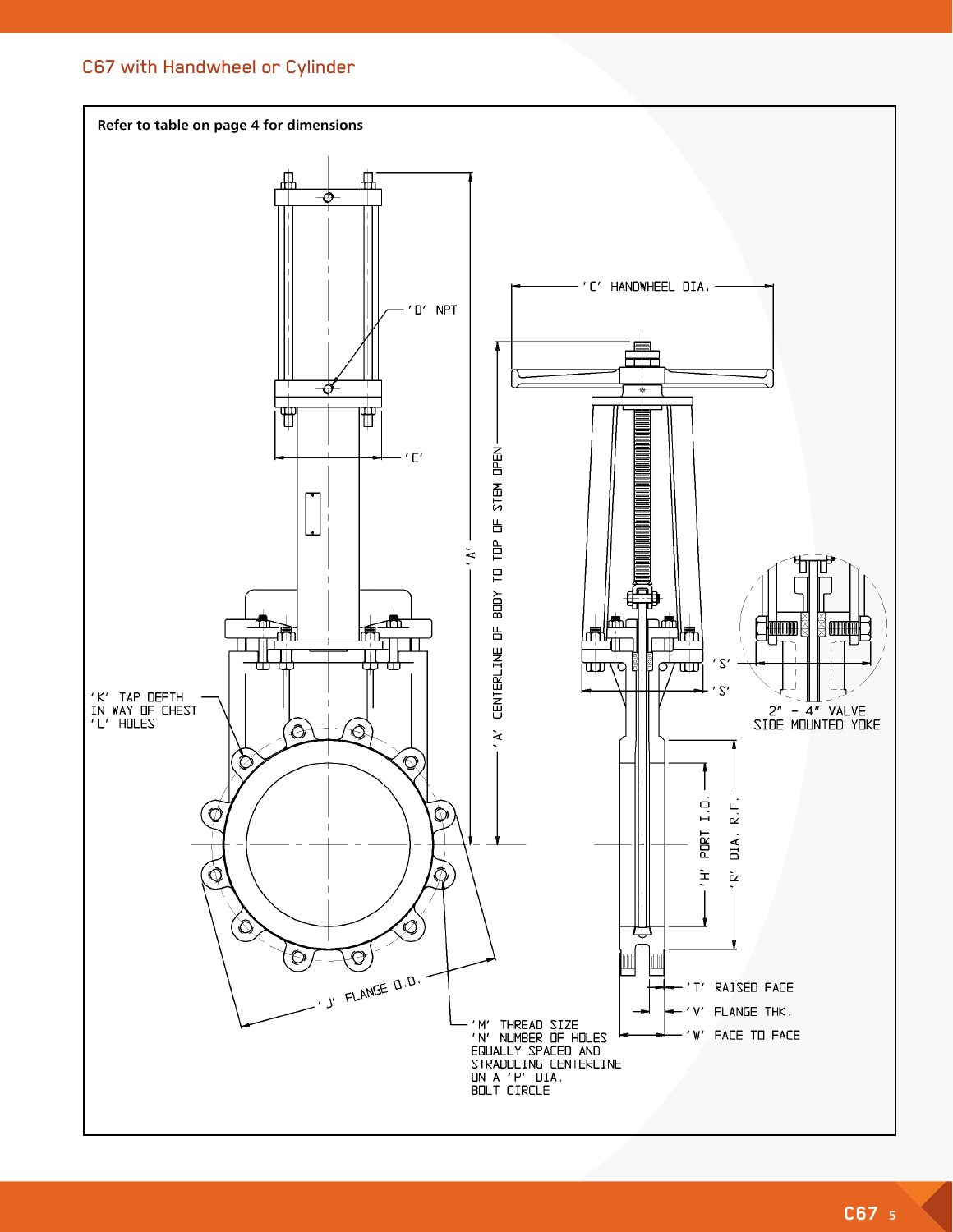## C67 with Handwheel or Cylinder

**Refer to table on page 4 for dimensions**

'D' NPT

'C'

'A'

'A' CENTERLINE OF BODY TO TOP OF STEM OPEN

'C' HANDWHEEL DIA.

'S'

'S'

2" – 4" VALVE SIDE MOUNTED YOKE

'K' TAP DEPTH IN WAY OF CHEST 'L' HOLES

'H' PORT I.D.

'R' DIA. R.F.

'J' FLANGE O.D.

'M' THREAD SIZE
'N' NUMBER OF HOLES EQUALLY SPACED AND STRADDLING CENTERLINE ON A 'P' DIA. BOLT CIRCLE

'T' RAISED FACE

'V' FLANGE THK.

'W' FACE TO FACE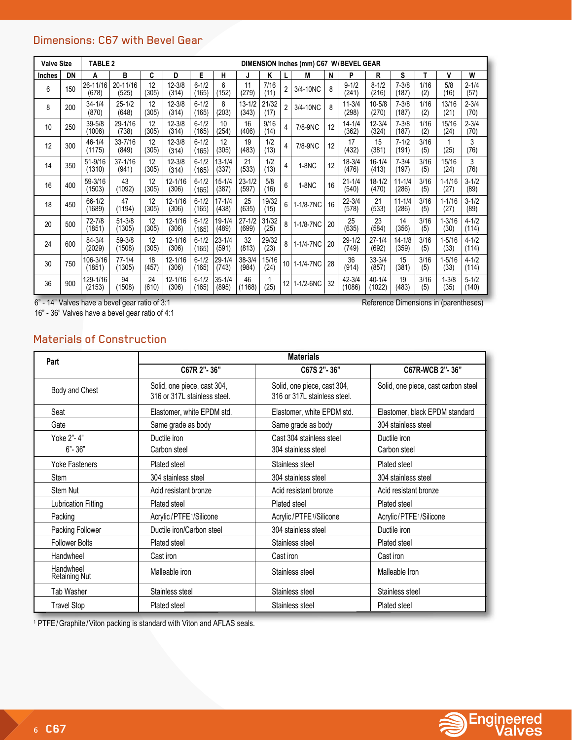## Dimensions: C67 with Bevel Gear

| Valve Size | | TABLE 2 | | | | | | DIMENSION Inches (mm) C67 W/BEVEL GEAR | | | | | | | | | | |
|---|---|---|---|---|---|---|---|---|---|---|---|---|---|---|---|---|---|---|
| Inches | DN | A | B | C | D | E | H | J | K | L | M | N | P | R | S | T | V | W |
| 6 | 150 | 26-11/16 (678) | 20-11/16 (525) | 12 (305) | 12-3/8 (314) | 6-1/2 (165) | 6 (152) | 11 (279) | 7/16 (11) | 2 | 3/4-10NC | 8 | 9-1/2 (241) | 8-1/2 (216) | 7-3/8 (187) | 1/16 (2) | 5/8 (16) | 2-1/4 (57) |
| 8 | 200 | 34-1/4 (870) | 25-1/2 (648) | 12 (305) | 12-3/8 (314) | 6-1/2 (165) | 8 (203) | 13-1/2 (343) | 21/32 (17) | 2 | 3/4-10NC | 8 | 11-3/4 (298) | 10-5/8 (270) | 7-3/8 (187) | 1/16 (2) | 13/16 (21) | 2-3/4 (70) |
| 10 | 250 | 39-5/8 (1006) | 29-1/16 (738) | 12 (305) | 12-3/8 (314) | 6-1/2 (165) | 10 (254) | 16 (406) | 9/16 (14) | 4 | 7/8-9NC | 12 | 14-1/4 (362) | 12-3/4 (324) | 7-3/8 (187) | 1/16 (2) | 15/16 (24) | 2-3/4 (70) |
| 12 | 300 | 46-1/4 (1175) | 33-7/16 (849) | 12 (305) | 12-3/8 (314) | 6-1/2 (165) | 12 (305) | 19 (483) | 1/2 (13) | 4 | 7/8-9NC | 12 | 17 (432) | 15 (381) | 7-1/2 (191) | 3/16 (5) | 1 (25) | 3 (76) |
| 14 | 350 | 51-9/16 (1310) | 37-1/16 (941) | 12 (305) | 12-3/8 (314) | 6-1/2 (165) | 13-1/4 (337) | 21 (533) | 1/2 (13) | 4 | 1-8NC | 12 | 18-3/4 (476) | 16-1/4 (413) | 7-3/4 (197) | 3/16 (5) | 15/16 (24) | 3 (76) |
| 16 | 400 | 59-3/16 (1503) | 43 (1092) | 12 (305) | 12-1/16 (306) | 6-1/2 (165) | 15-1/4 (387) | 23-1/2 (597) | 5/8 (16) | 6 | 1-8NC | 16 | 21-1/4 (540) | 18-1/2 (470) | 11-1/4 (286) | 3/16 (5) | 1-1/16 (27) | 3-1/2 (89) |
| 18 | 450 | 66-1/2 (1689) | 47 (1194) | 12 (305) | 12-1/16 (306) | 6-1/2 (165) | 17-1/4 (438) | 25 (635) | 19/32 (15) | 6 | 1-1/8-7NC | 16 | 22-3/4 (578) | 21 (533) | 11-1/4 (286) | 3/16 (5) | 1-1/16 (27) | 3-1/2 (89) |
| 20 | 500 | 72-7/8 (1851) | 51-3/8 (1305) | 12 (305) | 12-1/16 (306) | 6-1/2 (165) | 19-1/4 (489) | 27-1/2 (699) | 31/32 (25) | 8 | 1-1/8-7NC | 20 | 25 (635) | 23 (584) | 14 (356) | 3/16 (5) | 1-3/16 (30) | 4-1/2 (114) |
| 24 | 600 | 84-3/4 (2029) | 59-3/8 (1508) | 12 (305) | 12-1/16 (306) | 6-1/2 (165) | 23-1/4 (591) | 32 (813) | 29/32 (23) | 8 | 1-1/4-7NC | 20 | 29-1/2 (749) | 27-1/4 (692) | 14-1/8 (359) | 3/16 (5) | 1-5/16 (33) | 4-1/2 (114) |
| 30 | 750 | 106-3/16 (1851) | 77-1/4 (1305) | 18 (457) | 12-1/16 (306) | 6-1/2 (165) | 29-1/4 (743) | 38-3/4 (984) | 15/16 (24) | 10 | 1-1/4-7NC | 28 | 36 (914) | 33-3/4 (857) | 15 (381) | 3/16 (5) | 1-5/16 (33) | 4-1/2 (114) |
| 36 | 900 | 129-1/16 (2153) | 94 (1508) | 24 (610) | 12-1/16 (306) | 6-1/2 (165) | 35-1/4 (895) | 46 (1168) | 1 (25) | 12 | 1-1/2-6NC | 32 | 42-3/4 (1086) | 40-1/4 (1022) | 19 (483) | 3/16 (5) | 1-3/8 (35) | 5-1/2 (140) |

6” - 14” Valves have a bevel gear ratio of 3:1

16” - 36” Valves have a bevel gear ratio of 4:1

Reference Dimensions in (parentheses)

## Materials of Construction

| Part | Materials | | |
|---|---|---|---|
| | C67R 2”- 36” | C67S 2”- 36” | C67R-WCB 2”- 36” |
| Body and Chest | Solid, one piece, cast 304, 316 or 317L stainless steel. | Solid, one piece, cast 304, 316 or 317L stainless steel. | Solid, one piece, cast carbon steel |
| Seat | Elastomer, white EPDM std. | Elastomer, white EPDM std. | Elastomer, black EPDM standard |
| Gate | Same grade as body | Same grade as body | 304 stainless steel |
| Yoke 2”- 4”<br>6”- 36” | Ductile iron<br>Carbon steel | Cast 304 stainless steel<br>304 stainless steel | Ductile iron<br>Carbon steel |
| Yoke Fasteners | Plated steel | Stainless steel | Plated steel |
| Stem | 304 stainless steel | 304 stainless steel | 304 stainless steel |
| Stem Nut | Acid resistant bronze | Acid resistant bronze | Acid resistant bronze |
| Lubrication Fitting | Plated steel | Plated steel | Plated steel |
| Packing | Acrylic/PTFE[1]/Silicone | Acrylic/PTFE[1]/Silicone | Acrylic/PTFE[1]/Silicone |
| Packing Follower | Ductile iron/Carbon steel | 304 stainless steel | Ductile iron |
| Follower Bolts | Plated steel | Stainless steel | Plated steel |
| Handwheel | Cast iron | Cast iron | Cast iron |
| Handwheel Retaining Nut | Malleable iron | Stainless steel | Malleable Iron |
| Tab Washer | Stainless steel | Stainless steel | Stainless steel |
| Travel Stop | Plated steel | Stainless steel | Plated steel |

[1] PTFE/Graphite/Viton packing is standard with Viton and AFLAS seals.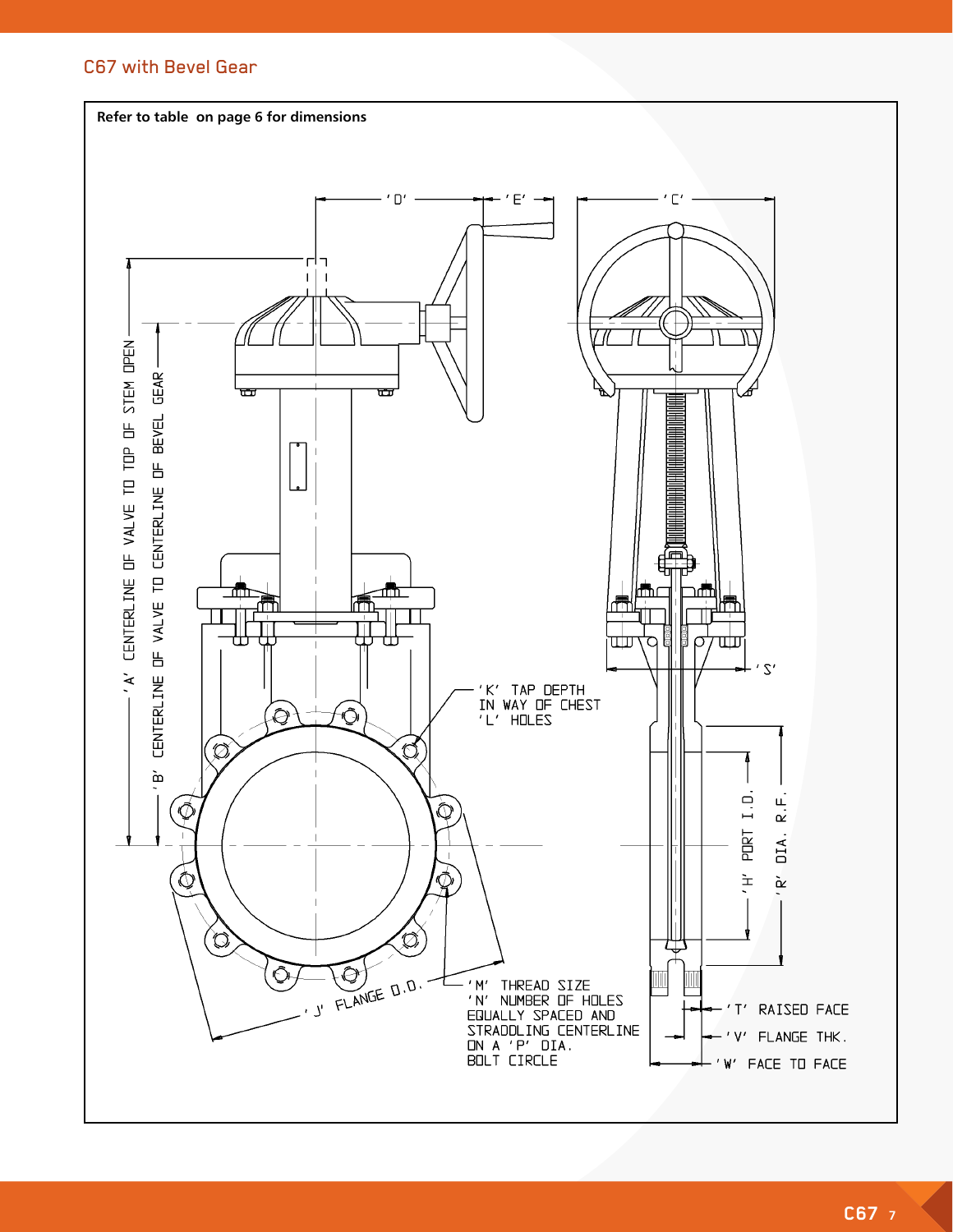## C67 with Bevel Gear

**Refer to table on page 6 for dimensions**

'D'

'E'

'C'

'A' CENTERLINE OF VALVE TO TOP OF STEM OPEN

'B' CENTERLINE OF VALVE TO CENTERLINE OF BEVEL GEAR

'S'

'K' TAP DEPTH
IN WAY OF CHEST
'L' HOLES

'H' PORT I.D.

'R' DIA. R.F.

'J' FLANGE O.D.

'M' THREAD SIZE
'N' NUMBER OF HOLES
EQUALLY SPACED AND
STRADDLING CENTERLINE
ON A 'P' DIA.
BOLT CIRCLE

'T' RAISED FACE

'V' FLANGE THK.

'W' FACE TO FACE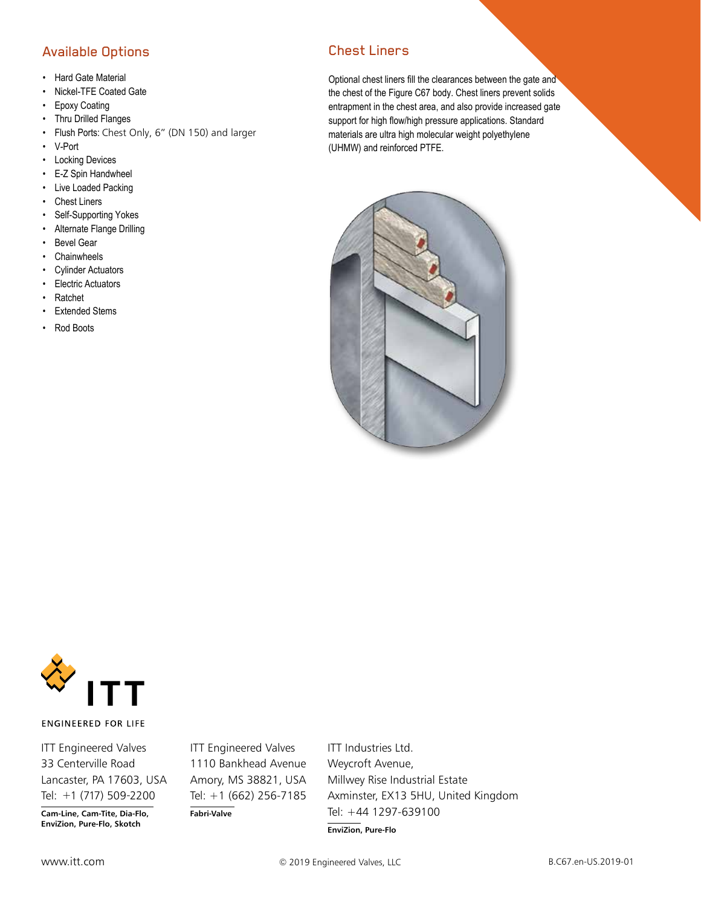## Available Options

- Hard Gate Material
- Nickel-TFE Coated Gate
- Epoxy Coating
- Thru Drilled Flanges
- Flush Ports: Chest Only, 6” (DN 150) and larger
- V-Port
- Locking Devices
- E-Z Spin Handwheel
- Live Loaded Packing
- Chest Liners
- Self-Supporting Yokes
- Alternate Flange Drilling
- Bevel Gear
- Chainwheels
- Cylinder Actuators
- Electric Actuators
- Ratchet
- Extended Stems
- Rod Boots

## Chest Liners

Optional chest liners fill the clearances between the gate and the chest of the Figure C67 body. Chest liners prevent solids entrapment in the chest area, and also provide increased gate support for high flow/high pressure applications. Standard materials are ultra high molecular weight polyethylene (UHMW) and reinforced PTFE.

ITT

ENGINEERED FOR LIFE

ITT Engineered Valves
33 Centerville Road
Lancaster, PA 17603, USA
Tel: +1 (717) 509-2200

**Cam-Line, Cam-Tite, Dia-Flo, EnviZion, Pure-Flo, Skotch**

ITT Engineered Valves
1110 Bankhead Avenue
Amory, MS 38821, USA
Tel: +1 (662) 256-7185

**Fabri-Valve**

ITT Industries Ltd.
Weycroft Avenue,
Millwey Rise Industrial Estate
Axminster, EX13 5HU, United Kingdom
Tel: +44 1297-639100

**EnviZion, Pure-Flo**

www.itt.com

© 2019 Engineered Valves, LLC

B.C67.en-US.2019-01